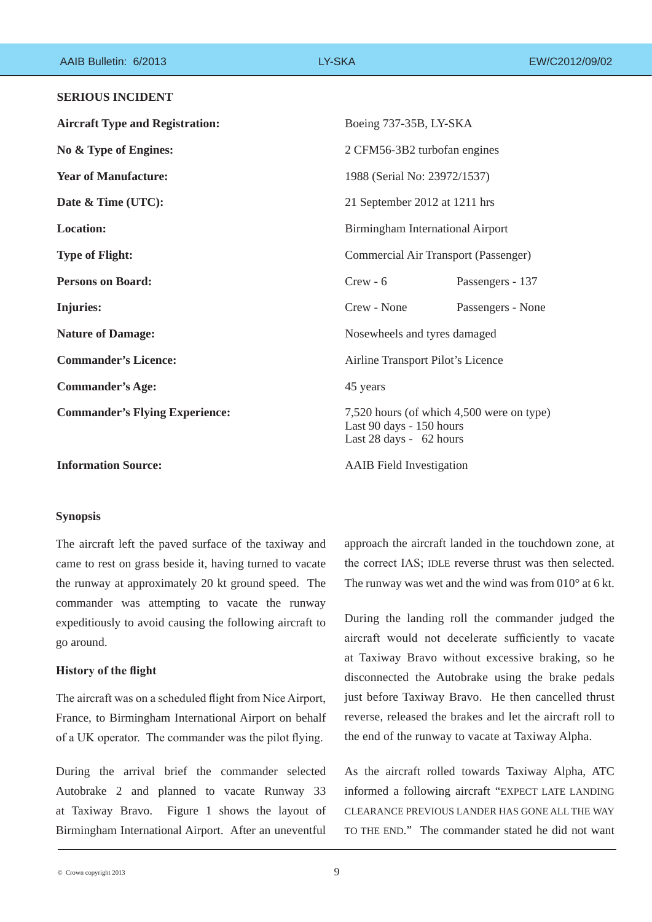**SERIOUS INCIDENT**

| | | |
|---|---|---|
| **Aircraft Type and Registration:** | Boeing 737-35B, LY-SKA | |
| **No & Type of Engines:** | 2 CFM56-3B2 turbofan engines | |
| **Year of Manufacture:** | 1988 (Serial No: 23972/1537) | |
| **Date & Time (UTC):** | 21 September 2012 at 1211 hrs | |
| **Location:** | Birmingham International Airport | |
| **Type of Flight:** | Commercial Air Transport (Passenger) | |
| **Persons on Board:** | Crew - 6 | Passengers - 137 |
| **Injuries:** | Crew - None | Passengers - None |
| **Nature of Damage:** | Nosewheels and tyres damaged | |
| **Commander's Licence:** | Airline Transport Pilot's Licence | |
| **Commander's Age:** | 45 years | |
| **Commander's Flying Experience:** | 7,520 hours (of which 4,500 were on type)<br>Last 90 days - 150 hours<br>Last 28 days - 62 hours | |
| **Information Source:** | AAIB Field Investigation | |

## Synopsis

The aircraft left the paved surface of the taxiway and came to rest on grass beside it, having turned to vacate the runway at approximately 20 kt ground speed. The commander was attempting to vacate the runway expeditiously to avoid causing the following aircraft to go around.

## History of the flight

The aircraft was on a scheduled flight from Nice Airport, France, to Birmingham International Airport on behalf of a UK operator. The commander was the pilot flying.

During the arrival brief the commander selected Autobrake 2 and planned to vacate Runway 33 at Taxiway Bravo. Figure 1 shows the layout of Birmingham International Airport. After an uneventful approach the aircraft landed in the touchdown zone, at the correct IAS; IDLE reverse thrust was then selected. The runway was wet and the wind was from 010° at 6 kt.

During the landing roll the commander judged the aircraft would not decelerate sufficiently to vacate at Taxiway Bravo without excessive braking, so he disconnected the Autobrake using the brake pedals just before Taxiway Bravo. He then cancelled thrust reverse, released the brakes and let the aircraft roll to the end of the runway to vacate at Taxiway Alpha.

As the aircraft rolled towards Taxiway Alpha, ATC informed a following aircraft "EXPECT LATE LANDING CLEARANCE PREVIOUS LANDER HAS GONE ALL THE WAY TO THE END." The commander stated he did not want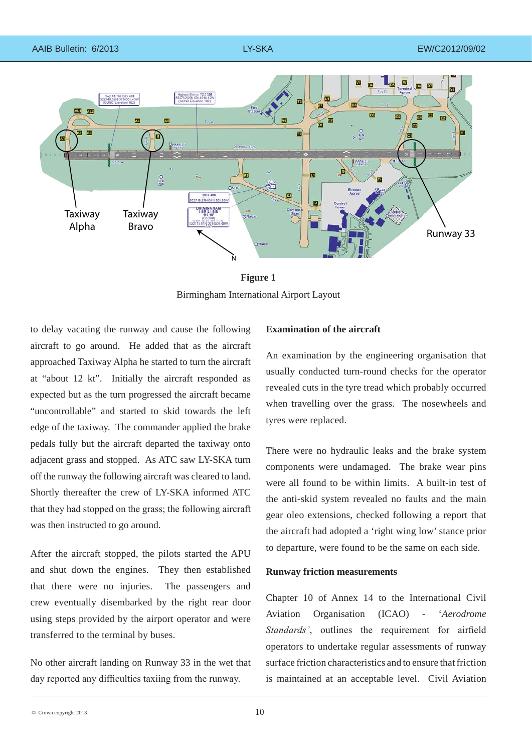**Figure 1**

Birmingham International Airport Layout

to delay vacating the runway and cause the following aircraft to go around. He added that as the aircraft approached Taxiway Alpha he started to turn the aircraft at "about 12 kt". Initially the aircraft responded as expected but as the turn progressed the aircraft became "uncontrollable" and started to skid towards the left edge of the taxiway. The commander applied the brake pedals fully but the aircraft departed the taxiway onto adjacent grass and stopped. As ATC saw LY-SKA turn off the runway the following aircraft was cleared to land. Shortly thereafter the crew of LY-SKA informed ATC that they had stopped on the grass; the following aircraft was then instructed to go around.

After the aircraft stopped, the pilots started the APU and shut down the engines. They then established that there were no injuries. The passengers and crew eventually disembarked by the right rear door using steps provided by the airport operator and were transferred to the terminal by buses.

No other aircraft landing on Runway 33 in the wet that day reported any difficulties taxiing from the runway.

**Examination of the aircraft**

An examination by the engineering organisation that usually conducted turn-round checks for the operator revealed cuts in the tyre tread which probably occurred when travelling over the grass. The nosewheels and tyres were replaced.

There were no hydraulic leaks and the brake system components were undamaged. The brake wear pins were all found to be within limits. A built-in test of the anti-skid system revealed no faults and the main gear oleo extensions, checked following a report that the aircraft had adopted a 'right wing low' stance prior to departure, were found to be the same on each side.

**Runway friction measurements**

Chapter 10 of Annex 14 to the International Civil Aviation Organisation (ICAO) - *'Aerodrome Standards'*, outlines the requirement for airfield operators to undertake regular assessments of runway surface friction characteristics and to ensure that friction is maintained at an acceptable level. Civil Aviation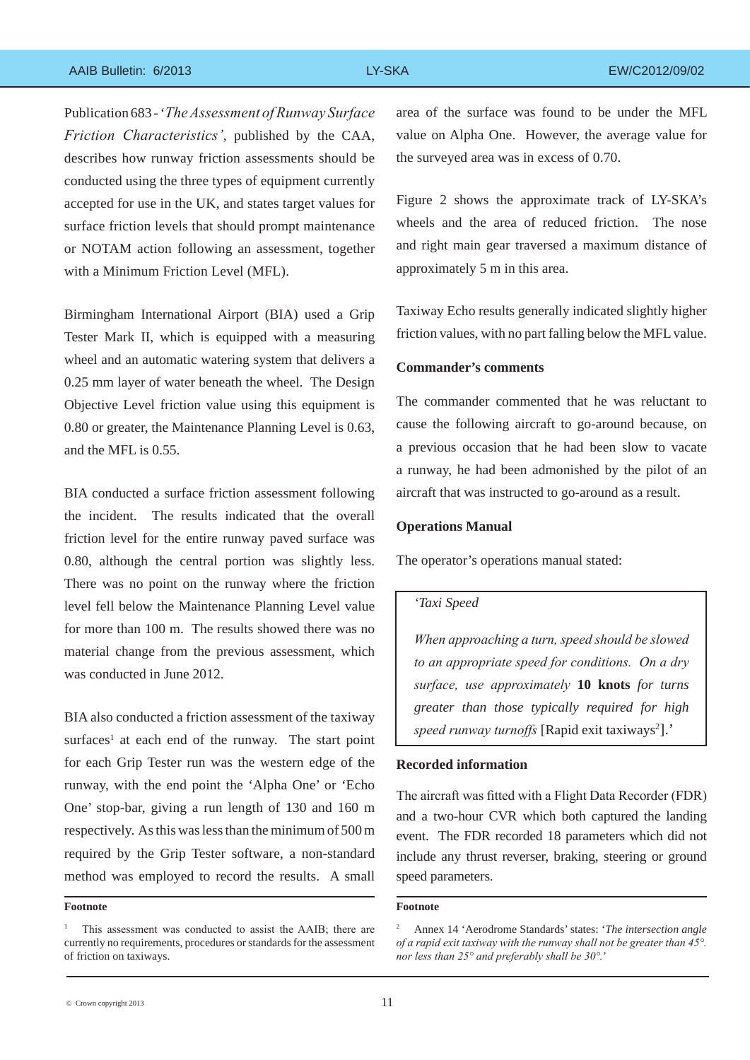Publication 683 - '*The Assessment of Runway Surface Friction Characteristics'*, published by the CAA, describes how runway friction assessments should be conducted using the three types of equipment currently accepted for use in the UK, and states target values for surface friction levels that should prompt maintenance or NOTAM action following an assessment, together with a Minimum Friction Level (MFL).

Birmingham International Airport (BIA) used a Grip Tester Mark II, which is equipped with a measuring wheel and an automatic watering system that delivers a 0.25 mm layer of water beneath the wheel. The Design Objective Level friction value using this equipment is 0.80 or greater, the Maintenance Planning Level is 0.63, and the MFL is 0.55.

BIA conducted a surface friction assessment following the incident. The results indicated that the overall friction level for the entire runway paved surface was 0.80, although the central portion was slightly less. There was no point on the runway where the friction level fell below the Maintenance Planning Level value for more than 100 m. The results showed there was no material change from the previous assessment, which was conducted in June 2012.

BIA also conducted a friction assessment of the taxiway surfaces[1] at each end of the runway. The start point for each Grip Tester run was the western edge of the runway, with the end point the 'Alpha One' or 'Echo One' stop-bar, giving a run length of 130 and 160 m respectively. As this was less than the minimum of 500 m required by the Grip Tester software, a non-standard method was employed to record the results. A small area of the surface was found to be under the MFL value on Alpha One. However, the average value for the surveyed area was in excess of 0.70.

Figure 2 shows the approximate track of LY-SKA's wheels and the area of reduced friction. The nose and right main gear traversed a maximum distance of approximately 5 m in this area.

Taxiway Echo results generally indicated slightly higher friction values, with no part falling below the MFL value.

### Commander's comments

The commander commented that he was reluctant to cause the following aircraft to go-around because, on a previous occasion that he had been slow to vacate a runway, he had been admonished by the pilot of an aircraft that was instructed to go-around as a result.

### Operations Manual

The operator's operations manual stated:

> '*Taxi Speed*
>
> *When approaching a turn, speed should be slowed to an appropriate speed for conditions. On a dry surface, use approximately* **10 knots** *for turns greater than those typically required for high speed runway turnoffs* [Rapid exit taxiways[2]].'

### Recorded information

The aircraft was fitted with a Flight Data Recorder (FDR) and a two-hour CVR which both captured the landing event. The FDR recorded 18 parameters which did not include any thrust reverser, braking, steering or ground speed parameters.

---

**Footnote**

[1] This assessment was conducted to assist the AAIB; there are currently no requirements, procedures or standards for the assessment of friction on taxiways.

**Footnote**

[2] Annex 14 'Aerodrome Standards' states: '*The intersection angle of a rapid exit taxiway with the runway shall not be greater than 45°. nor less than 25° and preferably shall be 30°.*'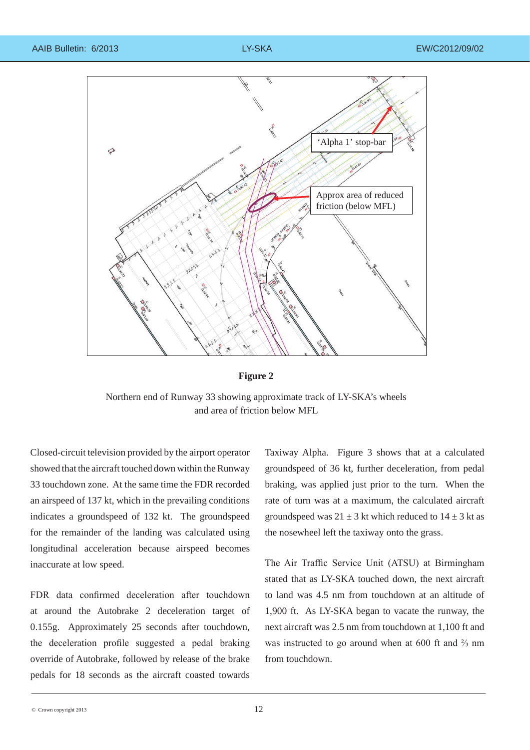**Figure 2**

Northern end of Runway 33 showing approximate track of LY-SKA's wheels and area of friction below MFL

Closed-circuit television provided by the airport operator showed that the aircraft touched down within the Runway 33 touchdown zone. At the same time the FDR recorded an airspeed of 137 kt, which in the prevailing conditions indicates a groundspeed of 132 kt. The groundspeed for the remainder of the landing was calculated using longitudinal acceleration because airspeed becomes inaccurate at low speed.

FDR data confirmed deceleration after touchdown at around the Autobrake 2 deceleration target of 0.155g. Approximately 25 seconds after touchdown, the deceleration profile suggested a pedal braking override of Autobrake, followed by release of the brake pedals for 18 seconds as the aircraft coasted towards Taxiway Alpha. Figure 3 shows that at a calculated groundspeed of 36 kt, further deceleration, from pedal braking, was applied just prior to the turn. When the rate of turn was at a maximum, the calculated aircraft groundspeed was 21 ± 3 kt which reduced to 14 ± 3 kt as the nosewheel left the taxiway onto the grass.

The Air Traffic Service Unit (ATSU) at Birmingham stated that as LY-SKA touched down, the next aircraft to land was 4.5 nm from touchdown at an altitude of 1,900 ft. As LY-SKA began to vacate the runway, the next aircraft was 2.5 nm from touchdown at 1,100 ft and was instructed to go around when at 600 ft and ⅔ nm from touchdown.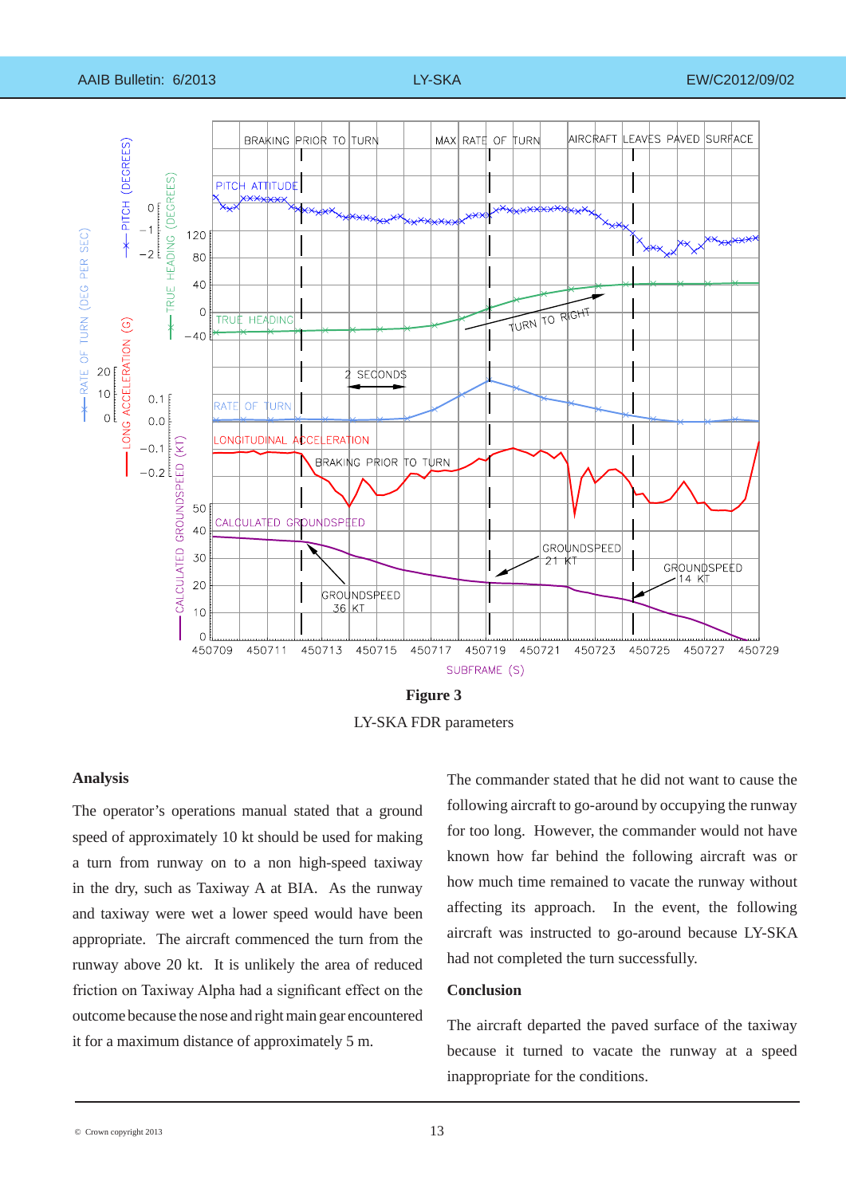BRAKING PRIOR TO TURN

MAX RATE OF TURN

AIRCRAFT LEAVES PAVED SURFACE

PITCH ATTITUDE

TRUE HEADING

TURN TO RIGHT

2 SECONDS

RATE OF TURN

LONGITUDINAL ACCELERATION

BRAKING PRIOR TO TURN

CALCULATED GROUNDSPEED

GROUNDSPEED 36 KT

GROUNDSPEED 21 KT

GROUNDSPEED 14 KT

PITCH (DEGREES): 0, −1, −2

TRUE HEADING (DEGREES): 120, 80, 40, 0, −40

RATE OF TURN (DEG PER SEC): 20, 10, 0

LONG ACCELERATION (G): 0.1, 0.0, −0.1, −0.2

CALCULATED GROUNDSPEED (KT): 50, 40, 30, 20, 10, 0

450709 450711 450713 450715 450717 450719 450721 450723 450725 450727 450729

SUBFRAME (S)

**Figure 3**

LY-SKA FDR parameters

## Analysis

The operator's operations manual stated that a ground speed of approximately 10 kt should be used for making a turn from runway on to a non high-speed taxiway in the dry, such as Taxiway A at BIA. As the runway and taxiway were wet a lower speed would have been appropriate. The aircraft commenced the turn from the runway above 20 kt. It is unlikely the area of reduced friction on Taxiway Alpha had a significant effect on the outcome because the nose and right main gear encountered it for a maximum distance of approximately 5 m.

The commander stated that he did not want to cause the following aircraft to go-around by occupying the runway for too long. However, the commander would not have known how far behind the following aircraft was or how much time remained to vacate the runway without affecting its approach. In the event, the following aircraft was instructed to go-around because LY-SKA had not completed the turn successfully.

## Conclusion

The aircraft departed the paved surface of the taxiway because it turned to vacate the runway at a speed inappropriate for the conditions.